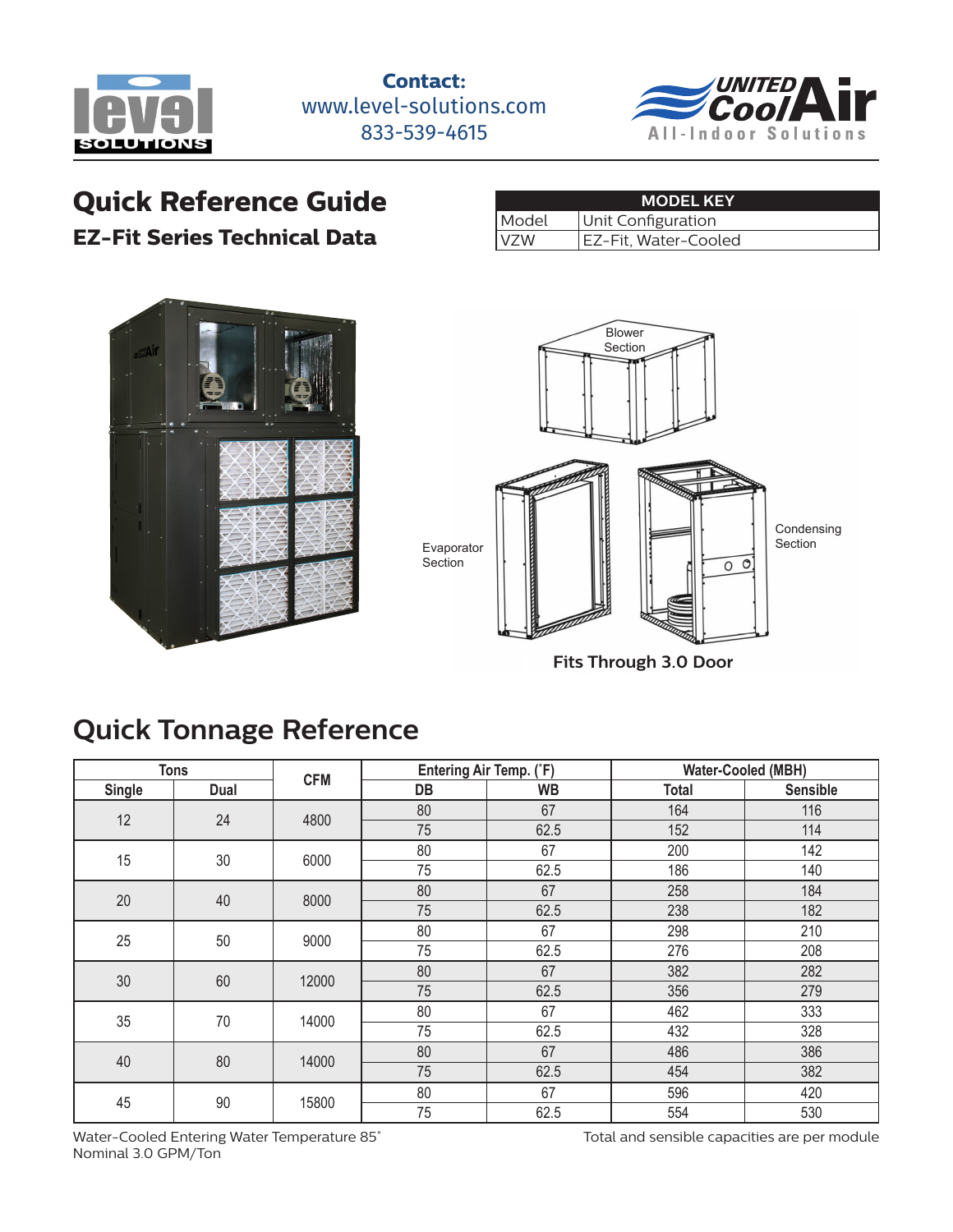**Contact:**
www.level-solutions.com
833-539-4615

# Quick Reference Guide

## EZ-Fit Series Technical Data

| MODEL KEY | |
|---|---|
| Model | Unit Configuration |
| VZW | EZ-Fit, Water-Cooled |

Blower Section

Evaporator Section

Condensing Section

**Fits Through 3.0 Door**

# Quick Tonnage Reference

| Tons | | CFM | Entering Air Temp. (˚F) | | Water-Cooled (MBH) | |
|---|---|---|---|---|---|---|
| Single | Dual | | DB | WB | Total | Sensible |
| 12 | 24 | 4800 | 80 | 67 | 164 | 116 |
| | | | 75 | 62.5 | 152 | 114 |
| 15 | 30 | 6000 | 80 | 67 | 200 | 142 |
| | | | 75 | 62.5 | 186 | 140 |
| 20 | 40 | 8000 | 80 | 67 | 258 | 184 |
| | | | 75 | 62.5 | 238 | 182 |
| 25 | 50 | 9000 | 80 | 67 | 298 | 210 |
| | | | 75 | 62.5 | 276 | 208 |
| 30 | 60 | 12000 | 80 | 67 | 382 | 282 |
| | | | 75 | 62.5 | 356 | 279 |
| 35 | 70 | 14000 | 80 | 67 | 462 | 333 |
| | | | 75 | 62.5 | 432 | 328 |
| 40 | 80 | 14000 | 80 | 67 | 486 | 386 |
| | | | 75 | 62.5 | 454 | 382 |
| 45 | 90 | 15800 | 80 | 67 | 596 | 420 |
| | | | 75 | 62.5 | 554 | 530 |

Water-Cooled Entering Water Temperature 85˚
Nominal 3.0 GPM/Ton

Total and sensible capacities are per module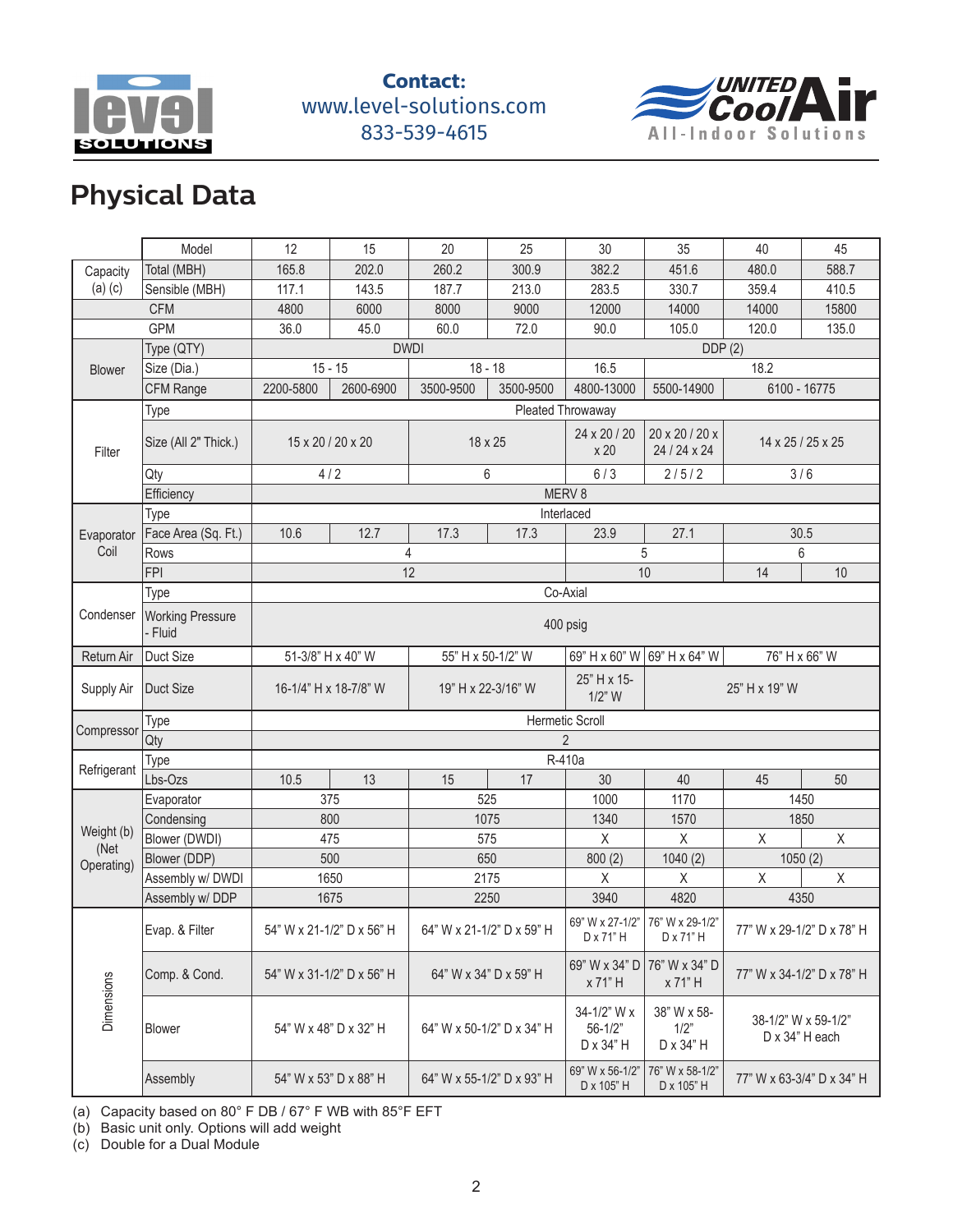Contact:
www.level-solutions.com
833-539-4615

# Physical Data

| | Model | 12 | 15 | 20 | 25 | 30 | 35 | 40 | 45 |
|---|---|---|---|---|---|---|---|---|---|
| Capacity (a) (c) | Total (MBH) | 165.8 | 202.0 | 260.2 | 300.9 | 382.2 | 451.6 | 480.0 | 588.7 |
| | Sensible (MBH) | 117.1 | 143.5 | 187.7 | 213.0 | 283.5 | 330.7 | 359.4 | 410.5 |
| CFM | | 4800 | 6000 | 8000 | 9000 | 12000 | 14000 | 14000 | 15800 |
| GPM | | 36.0 | 45.0 | 60.0 | 72.0 | 90.0 | 105.0 | 120.0 | 135.0 |
| Blower | Type (QTY) | DWDI | | | | DDP (2) | | | |
| | Size (Dia.) | 15 - 15 | | 18 - 18 | | 16.5 | 18.2 | | |
| | CFM Range | 2200-5800 | 2600-6900 | 3500-9500 | 3500-9500 | 4800-13000 | 5500-14900 | 6100 - 16775 | |
| Filter | Type | Pleated Throwaway | | | | | | | |
| | Size (All 2" Thick.) | 15 x 20 / 20 x 20 | | 18 x 25 | | 24 x 20 / 20 x 20 | 20 x 20 / 20 x 24 / 24 x 24 | 14 x 25 / 25 x 25 | |
| | Qty | 4 / 2 | | 6 | | 6 / 3 | 2 / 5 / 2 | 3 / 6 | |
| | Efficiency | MERV 8 | | | | | | | |
| Evaporator Coil | Type | Interlaced | | | | | | | |
| | Face Area (Sq. Ft.) | 10.6 | 12.7 | 17.3 | 17.3 | 23.9 | 27.1 | 30.5 | |
| | Rows | 4 | | | | 5 | | 6 | |
| | FPI | 12 | | | | 10 | | 14 | 10 |
| Condenser | Type | Co-Axial | | | | | | | |
| | Working Pressure - Fluid | 400 psig | | | | | | | |
| Return Air | Duct Size | 51-3/8" H x 40" W | | 55" H x 50-1/2" W | | 69" H x 60" W | 69" H x 64" W | 76" H x 66" W | |
| Supply Air | Duct Size | 16-1/4" H x 18-7/8" W | | 19" H x 22-3/16" W | | 25" H x 15-1/2" W | 25" H x 19" W | | |
| Compressor | Type | Hermetic Scroll | | | | | | | |
| | Qty | 2 | | | | | | | |
| Refrigerant | Type | R-410a | | | | | | | |
| | Lbs-Ozs | 10.5 | 13 | 15 | 17 | 30 | 40 | 45 | 50 |
| Weight (b) (Net Operating) | Evaporator | 375 | | 525 | | 1000 | 1170 | 1450 | |
| | Condensing | 800 | | 1075 | | 1340 | 1570 | 1850 | |
| | Blower (DWDI) | 475 | | 575 | | X | X | X | X |
| | Blower (DDP) | 500 | | 650 | | 800 (2) | 1040 (2) | 1050 (2) | |
| | Assembly w/ DWDI | 1650 | | 2175 | | X | X | X | X |
| | Assembly w/ DDP | 1675 | | 2250 | | 3940 | 4820 | 4350 | |
| Dimensions | Evap. & Filter | 54" W x 21-1/2" D x 56" H | | 64" W x 21-1/2" D x 59" H | | 69" W x 27-1/2" D x 71" H | 76" W x 29-1/2" D x 71" H | 77" W x 29-1/2" D x 78" H | |
| | Comp. & Cond. | 54" W x 31-1/2" D x 56" H | | 64" W x 34" D x 59" H | | 69" W x 34" D x 71" H | 76" W x 34" D x 71" H | 77" W x 34-1/2" D x 78" H | |
| | Blower | 54" W x 48" D x 32" H | | 64" W x 50-1/2" D x 34" H | | 34-1/2" W x 56-1/2" D x 34" H | 38" W x 58-1/2" D x 34" H | 38-1/2" W x 59-1/2" D x 34" H each | |
| | Assembly | 54" W x 53" D x 88" H | | 64" W x 55-1/2" D x 93" H | | 69" W x 56-1/2" D x 105" H | 76" W x 58-1/2" D x 105" H | 77" W x 63-3/4" D x 34" H | |

(a) Capacity based on 80° F DB / 67° F WB with 85°F EFT
(b) Basic unit only. Options will add weight
(c) Double for a Dual Module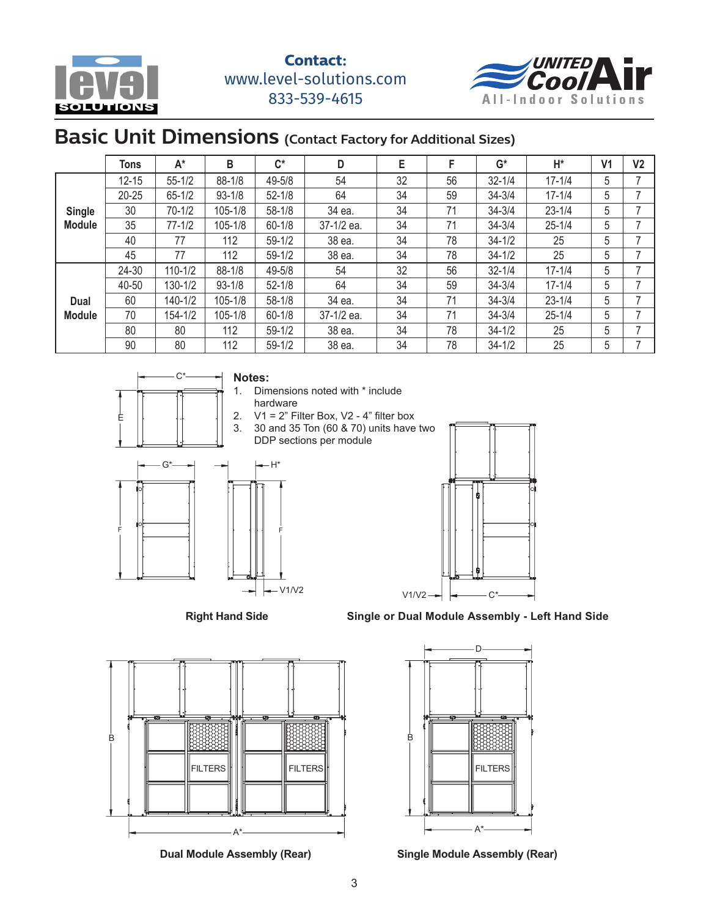Contact:
www.level-solutions.com
833-539-4615

## Basic Unit Dimensions (Contact Factory for Additional Sizes)

| | Tons | A* | B | C* | D | E | F | G* | H* | V1 | V2 |
|---|---|---|---|---|---|---|---|---|---|---|---|
| Single Module | 12-15 | 55-1/2 | 88-1/8 | 49-5/8 | 54 | 32 | 56 | 32-1/4 | 17-1/4 | 5 | 7 |
| | 20-25 | 65-1/2 | 93-1/8 | 52-1/8 | 64 | 34 | 59 | 34-3/4 | 17-1/4 | 5 | 7 |
| | 30 | 70-1/2 | 105-1/8 | 58-1/8 | 34 ea. | 34 | 71 | 34-3/4 | 23-1/4 | 5 | 7 |
| | 35 | 77-1/2 | 105-1/8 | 60-1/8 | 37-1/2 ea. | 34 | 71 | 34-3/4 | 25-1/4 | 5 | 7 |
| | 40 | 77 | 112 | 59-1/2 | 38 ea. | 34 | 78 | 34-1/2 | 25 | 5 | 7 |
| | 45 | 77 | 112 | 59-1/2 | 38 ea. | 34 | 78 | 34-1/2 | 25 | 5 | 7 |
| Dual Module | 24-30 | 110-1/2 | 88-1/8 | 49-5/8 | 54 | 32 | 56 | 32-1/4 | 17-1/4 | 5 | 7 |
| | 40-50 | 130-1/2 | 93-1/8 | 52-1/8 | 64 | 34 | 59 | 34-3/4 | 17-1/4 | 5 | 7 |
| | 60 | 140-1/2 | 105-1/8 | 58-1/8 | 34 ea. | 34 | 71 | 34-3/4 | 23-1/4 | 5 | 7 |
| | 70 | 154-1/2 | 105-1/8 | 60-1/8 | 37-1/2 ea. | 34 | 71 | 34-3/4 | 25-1/4 | 5 | 7 |
| | 80 | 80 | 112 | 59-1/2 | 38 ea. | 34 | 78 | 34-1/2 | 25 | 5 | 7 |
| | 90 | 80 | 112 | 59-1/2 | 38 ea. | 34 | 78 | 34-1/2 | 25 | 5 | 7 |

**Notes:**

1. Dimensions noted with * include hardware
2. V1 = 2" Filter Box, V2 - 4" filter box
3. 30 and 35 Ton (60 & 70) units have two DDP sections per module

**Right Hand Side**

**Single or Dual Module Assembly - Left Hand Side**

**Dual Module Assembly (Rear)**

**Single Module Assembly (Rear)**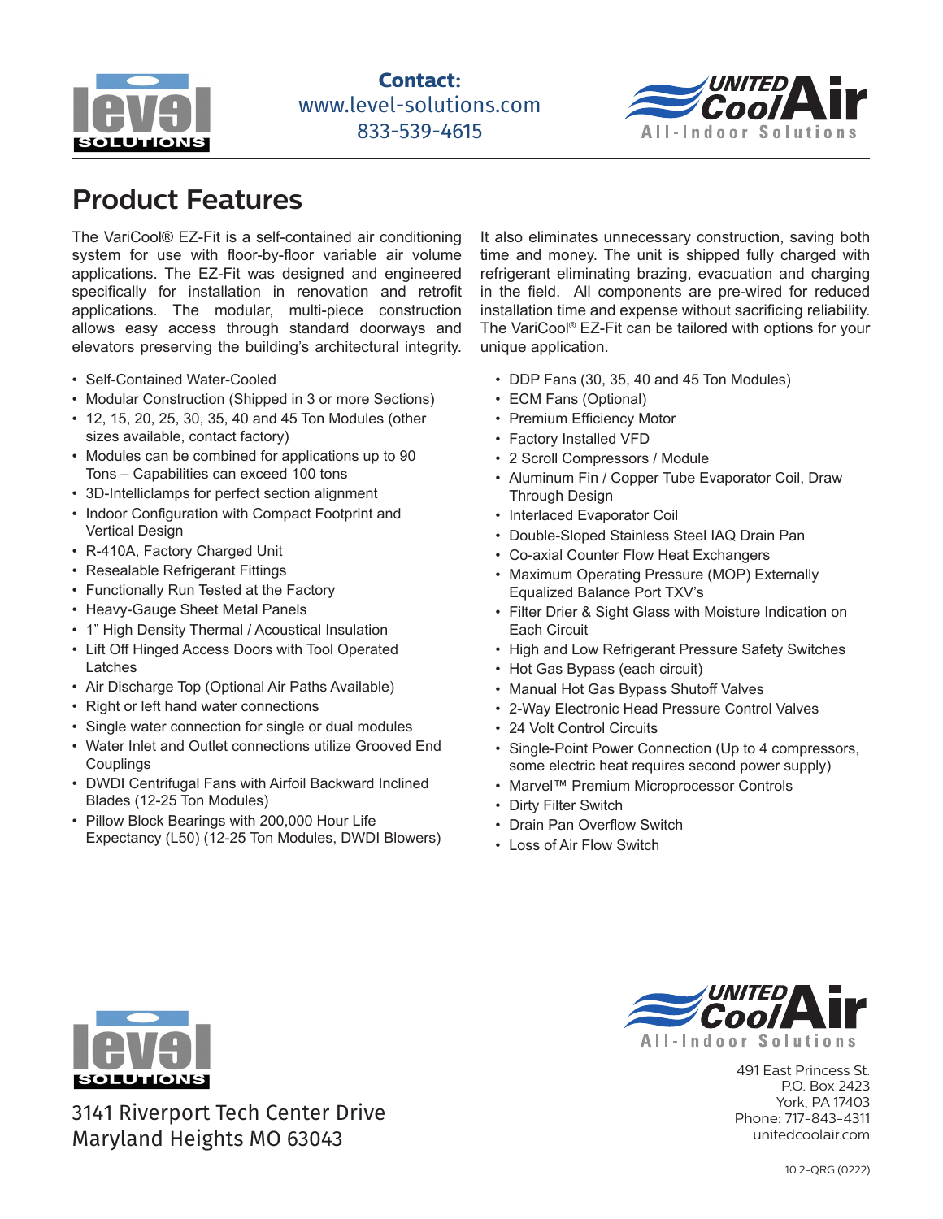**Contact:**
www.level-solutions.com
833-539-4615

# Product Features

The VariCool® EZ-Fit is a self-contained air conditioning system for use with floor-by-floor variable air volume applications. The EZ-Fit was designed and engineered specifically for installation in renovation and retrofit applications. The modular, multi-piece construction allows easy access through standard doorways and elevators preserving the building's architectural integrity. It also eliminates unnecessary construction, saving both time and money. The unit is shipped fully charged with refrigerant eliminating brazing, evacuation and charging in the field. All components are pre-wired for reduced installation time and expense without sacrificing reliability. The VariCool® EZ-Fit can be tailored with options for your unique application.

- Self-Contained Water-Cooled
- Modular Construction (Shipped in 3 or more Sections)
- 12, 15, 20, 25, 30, 35, 40 and 45 Ton Modules (other sizes available, contact factory)
- Modules can be combined for applications up to 90 Tons – Capabilities can exceed 100 tons
- 3D-Intelliclamps for perfect section alignment
- Indoor Configuration with Compact Footprint and Vertical Design
- R-410A, Factory Charged Unit
- Resealable Refrigerant Fittings
- Functionally Run Tested at the Factory
- Heavy-Gauge Sheet Metal Panels
- 1" High Density Thermal / Acoustical Insulation
- Lift Off Hinged Access Doors with Tool Operated Latches
- Air Discharge Top (Optional Air Paths Available)
- Right or left hand water connections
- Single water connection for single or dual modules
- Water Inlet and Outlet connections utilize Grooved End Couplings
- DWDI Centrifugal Fans with Airfoil Backward Inclined Blades (12-25 Ton Modules)
- Pillow Block Bearings with 200,000 Hour Life Expectancy (L50) (12-25 Ton Modules, DWDI Blowers)
- DDP Fans (30, 35, 40 and 45 Ton Modules)
- ECM Fans (Optional)
- Premium Efficiency Motor
- Factory Installed VFD
- 2 Scroll Compressors / Module
- Aluminum Fin / Copper Tube Evaporator Coil, Draw Through Design
- Interlaced Evaporator Coil
- Double-Sloped Stainless Steel IAQ Drain Pan
- Co-axial Counter Flow Heat Exchangers
- Maximum Operating Pressure (MOP) Externally Equalized Balance Port TXV's
- Filter Drier & Sight Glass with Moisture Indication on Each Circuit
- High and Low Refrigerant Pressure Safety Switches
- Hot Gas Bypass (each circuit)
- Manual Hot Gas Bypass Shutoff Valves
- 2-Way Electronic Head Pressure Control Valves
- 24 Volt Control Circuits
- Single-Point Power Connection (Up to 4 compressors, some electric heat requires second power supply)
- Marvel™ Premium Microprocessor Controls
- Dirty Filter Switch
- Drain Pan Overflow Switch
- Loss of Air Flow Switch

3141 Riverport Tech Center Drive
Maryland Heights MO 63043

491 East Princess St.
P.O. Box 2423
York, PA 17403
Phone: 717-843-4311
unitedcoolair.com

10.2-QRG (0222)